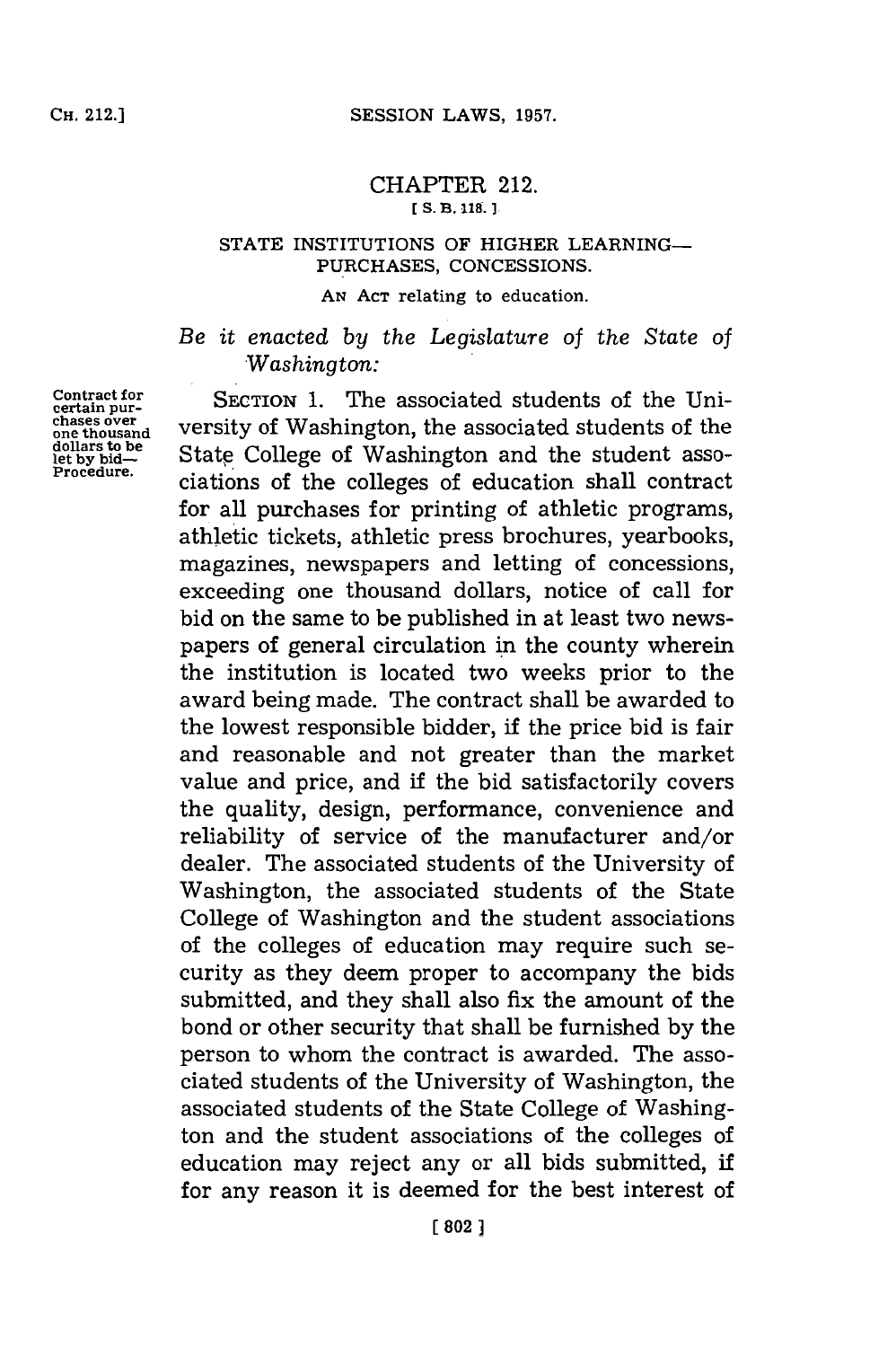# CHAPTER 212.

[S. B. 118.]

## STATE INSTITUTIONS OF HIGHER LEARNING—PURCHASES, CONCESSIONS.

AN ACT relating to education.

*Be it enacted by the Legislature of the State of Washington:*

Contract for certain purchases over one thousand dollars to be let by bid—Procedure.

SECTION 1. The associated students of the University of Washington, the associated students of the State College of Washington and the student associations of the colleges of education shall contract for all purchases for printing of athletic programs, athletic tickets, athletic press brochures, yearbooks, magazines, newspapers and letting of concessions, exceeding one thousand dollars, notice of call for bid on the same to be published in at least two newspapers of general circulation in the county wherein the institution is located two weeks prior to the award being made. The contract shall be awarded to the lowest responsible bidder, if the price bid is fair and reasonable and not greater than the market value and price, and if the bid satisfactorily covers the quality, design, performance, convenience and reliability of service of the manufacturer and/or dealer. The associated students of the University of Washington, the associated students of the State College of Washington and the student associations of the colleges of education may require such security as they deem proper to accompany the bids submitted, and they shall also fix the amount of the bond or other security that shall be furnished by the person to whom the contract is awarded. The associated students of the University of Washington, the associated students of the State College of Washington and the student associations of the colleges of education may reject any or all bids submitted, if for any reason it is deemed for the best interest of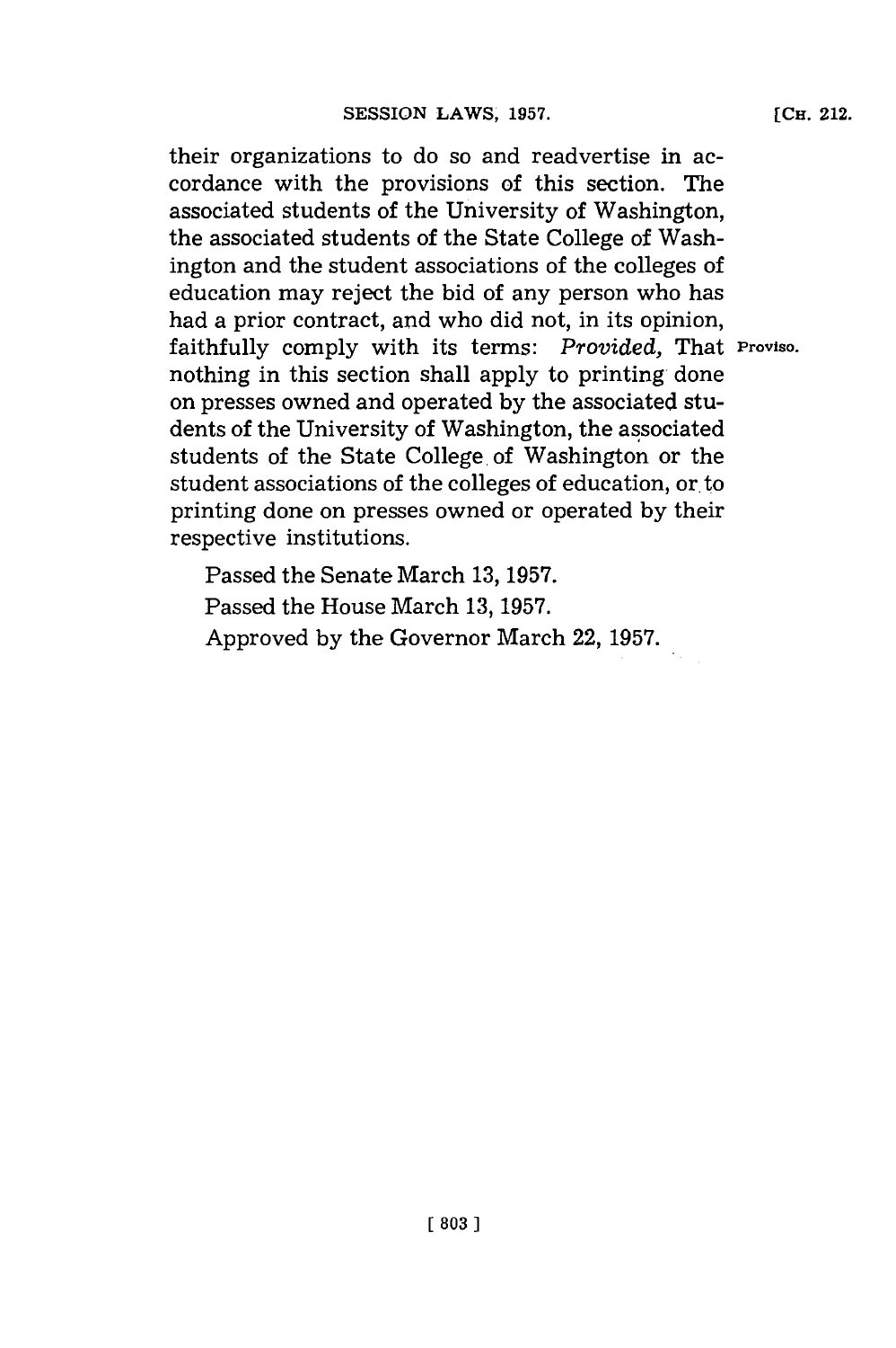their organizations to do so and readvertise in accordance with the provisions of this section. The associated students of the University of Washington, the associated students of the State College of Washington and the student associations of the colleges of education may reject the bid of any person who has had a prior contract, and who did not, in its opinion, faithfully comply with its terms: *Provided,* That nothing in this section shall apply to printing done on presses owned and operated by the associated students of the University of Washington, the associated students of the State College of Washington or the student associations of the colleges of education, or to printing done on presses owned or operated by their respective institutions.

**Proviso.**

Passed the Senate March 13, 1957.

Passed the House March 13, 1957.

Approved by the Governor March 22, 1957.